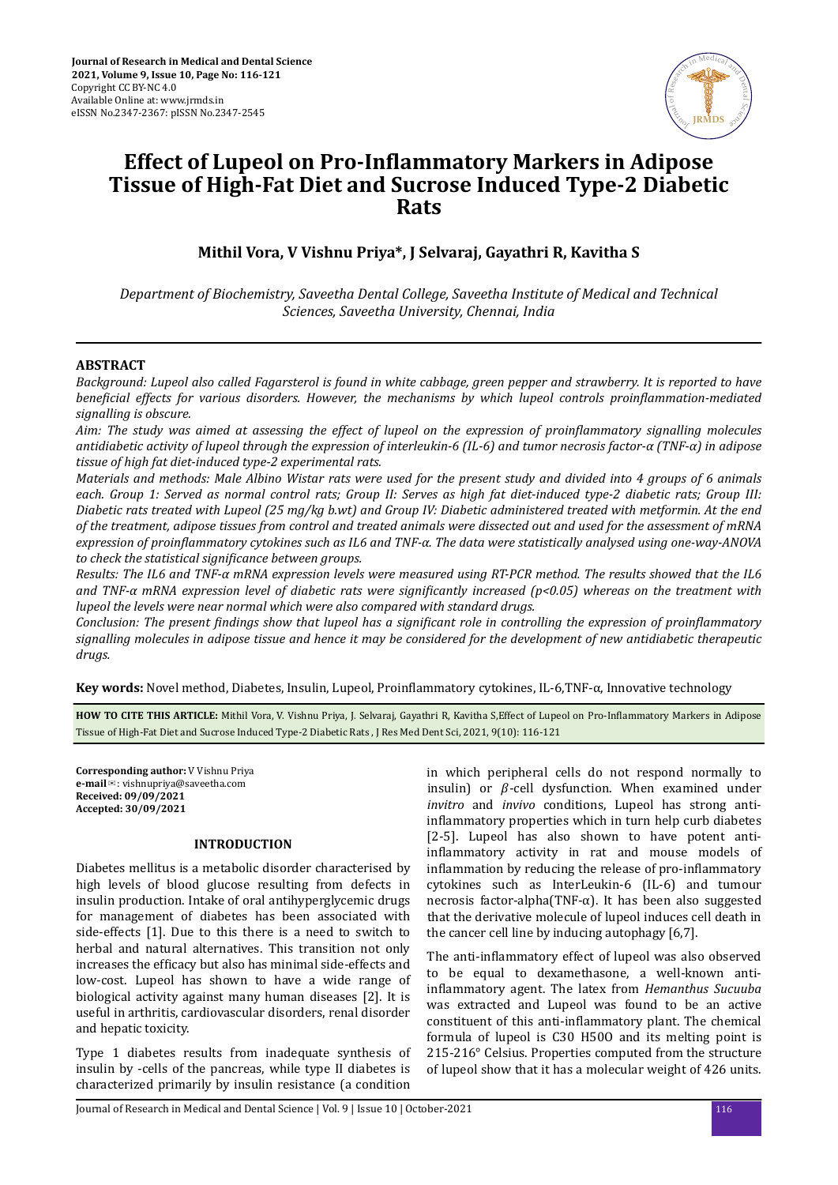# Effect of Lupeol on Pro-Inflammatory Markers in Adipose Tissue of High-Fat Diet and Sucrose Induced Type-2 Diabetic Rats

**Mithil Vora, V Vishnu Priya\*, J Selvaraj, Gayathri R, Kavitha S**

*Department of Biochemistry, Saveetha Dental College, Saveetha Institute of Medical and Technical Sciences, Saveetha University, Chennai, India*

## ABSTRACT

*Background: Lupeol also called Fagarsterol is found in white cabbage, green pepper and strawberry. It is reported to have beneficial effects for various disorders. However, the mechanisms by which lupeol controls proinflammation-mediated signalling is obscure.*

*Aim: The study was aimed at assessing the effect of lupeol on the expression of proinflammatory signalling molecules antidiabetic activity of lupeol through the expression of interleukin-6 (IL-6) and tumor necrosis factor-α (TNF-α) in adipose tissue of high fat diet-induced type-2 experimental rats.*

*Materials and methods: Male Albino Wistar rats were used for the present study and divided into 4 groups of 6 animals each. Group 1: Served as normal control rats; Group II: Serves as high fat diet-induced type-2 diabetic rats; Group III: Diabetic rats treated with Lupeol (25 mg/kg b.wt) and Group IV: Diabetic administered treated with metformin. At the end of the treatment, adipose tissues from control and treated animals were dissected out and used for the assessment of mRNA expression of proinflammatory cytokines such as IL6 and TNF-α. The data were statistically analysed using one-way-ANOVA to check the statistical significance between groups.*

*Results: The IL6 and TNF-α mRNA expression levels were measured using RT-PCR method. The results showed that the IL6 and TNF-α mRNA expression level of diabetic rats were significantly increased ($p<0.05$) whereas on the treatment with lupeol the levels were near normal which were also compared with standard drugs.*

*Conclusion: The present findings show that lupeol has a significant role in controlling the expression of proinflammatory signalling molecules in adipose tissue and hence it may be considered for the development of new antidiabetic therapeutic drugs.*

**Key words:** Novel method, Diabetes, Insulin, Lupeol, Proinflammatory cytokines, IL-6,TNF-α, Innovative technology

**HOW TO CITE THIS ARTICLE:** Mithil Vora, V. Vishnu Priya, J. Selvaraj, Gayathri R, Kavitha S,Effect of Lupeol on Pro-Inflammatory Markers in Adipose Tissue of High-Fat Diet and Sucrose Induced Type-2 Diabetic Rats , J Res Med Dent Sci, 2021, 9(10): 116-121

**Corresponding author:** V Vishnu Priya
**e-mail**✉: vishnupriya@saveetha.com
**Received: 09/09/2021**
**Accepted: 30/09/2021**

## INTRODUCTION

Diabetes mellitus is a metabolic disorder characterised by high levels of blood glucose resulting from defects in insulin production. Intake of oral antihyperglycemic drugs for management of diabetes has been associated with side-effects [1]. Due to this there is a need to switch to herbal and natural alternatives. This transition not only increases the efficacy but also has minimal side-effects and low-cost. Lupeol has shown to have a wide range of biological activity against many human diseases [2]. It is useful in arthritis, cardiovascular disorders, renal disorder and hepatic toxicity.

Type 1 diabetes results from inadequate synthesis of insulin by -cells of the pancreas, while type II diabetes is characterized primarily by insulin resistance (a condition in which peripheral cells do not respond normally to insulin) or $\beta$-cell dysfunction. When examined under *invitro* and *invivo* conditions, Lupeol has strong anti-inflammatory properties which in turn help curb diabetes [2-5]. Lupeol has also shown to have potent anti-inflammatory activity in rat and mouse models of inflammation by reducing the release of pro-inflammatory cytokines such as InterLeukin-6 (IL-6) and tumour necrosis factor-alpha(TNF-α). It has been also suggested that the derivative molecule of lupeol induces cell death in the cancer cell line by inducing autophagy [6,7].

The anti-inflammatory effect of lupeol was also observed to be equal to dexamethasone, a well-known anti-inflammatory agent. The latex from *Hemanthus Sucuuba* was extracted and Lupeol was found to be an active constituent of this anti-inflammatory plant. The chemical formula of lupeol is C30 H50O and its melting point is 215-216° Celsius. Properties computed from the structure of lupeol show that it has a molecular weight of 426 units.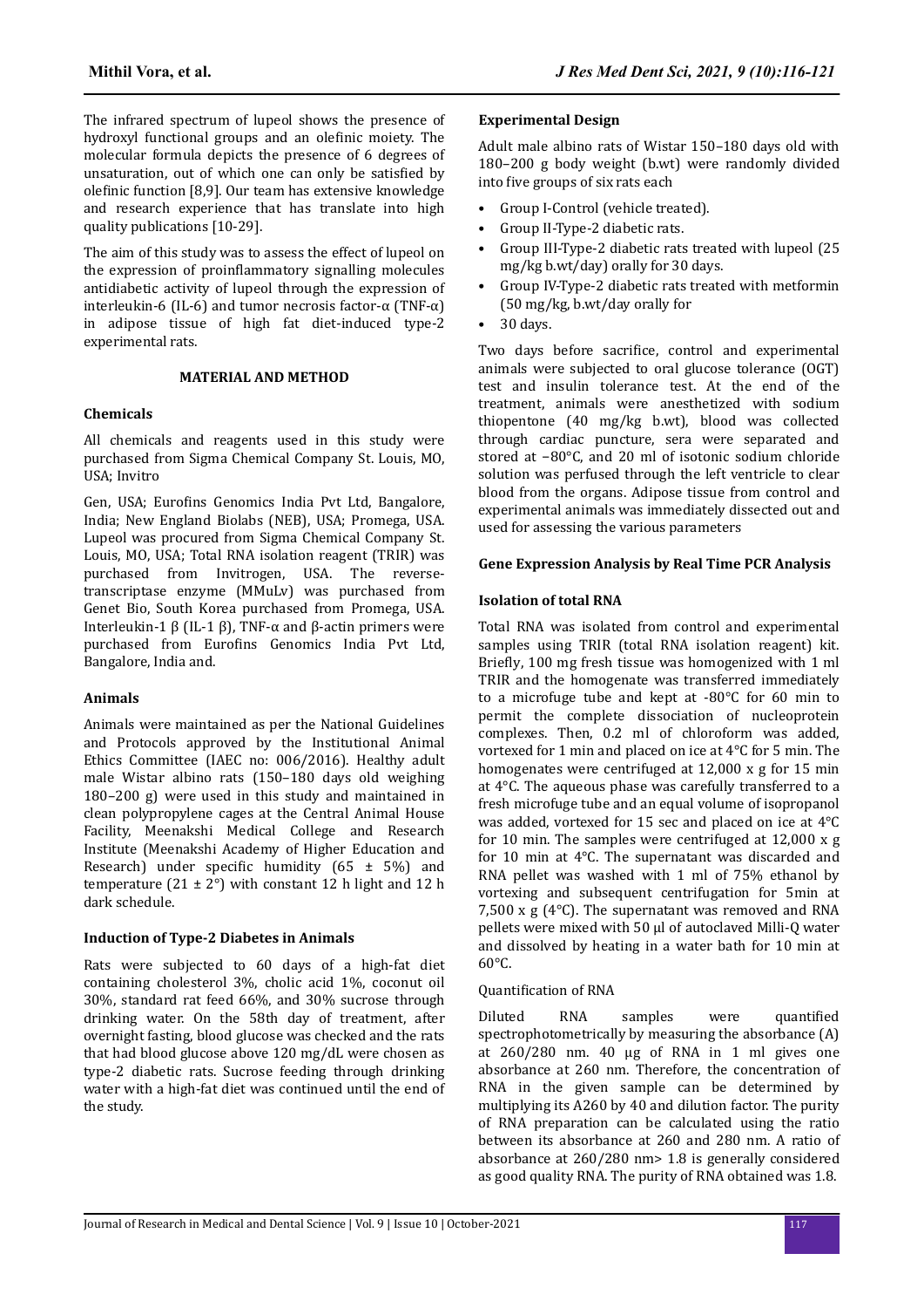The infrared spectrum of lupeol shows the presence of hydroxyl functional groups and an olefinic moiety. The molecular formula depicts the presence of 6 degrees of unsaturation, out of which one can only be satisfied by olefinic function [8,9]. Our team has extensive knowledge and research experience that has translate into high quality publications [10-29].

The aim of this study was to assess the effect of lupeol on the expression of proinflammatory signalling molecules antidiabetic activity of lupeol through the expression of interleukin-6 (IL-6) and tumor necrosis factor-α (TNF-α) in adipose tissue of high fat diet-induced type-2 experimental rats.

## MATERIAL AND METHOD

### Chemicals

All chemicals and reagents used in this study were purchased from Sigma Chemical Company St. Louis, MO, USA; Invitro

Gen, USA; Eurofins Genomics India Pvt Ltd, Bangalore, India; New England Biolabs (NEB), USA; Promega, USA. Lupeol was procured from Sigma Chemical Company St. Louis, MO, USA; Total RNA isolation reagent (TRIR) was purchased from Invitrogen, USA. The reverse-transcriptase enzyme (MMuLv) was purchased from Genet Bio, South Korea purchased from Promega, USA. Interleukin-1 β (IL-1 β), TNF-α and β-actin primers were purchased from Eurofins Genomics India Pvt Ltd, Bangalore, India and.

### Animals

Animals were maintained as per the National Guidelines and Protocols approved by the Institutional Animal Ethics Committee (IAEC no: 006/2016). Healthy adult male Wistar albino rats (150–180 days old weighing 180–200 g) were used in this study and maintained in clean polypropylene cages at the Central Animal House Facility, Meenakshi Medical College and Research Institute (Meenakshi Academy of Higher Education and Research) under specific humidity (65 ± 5%) and temperature (21 ± 2°) with constant 12 h light and 12 h dark schedule.

### Induction of Type-2 Diabetes in Animals

Rats were subjected to 60 days of a high-fat diet containing cholesterol 3%, cholic acid 1%, coconut oil 30%, standard rat feed 66%, and 30% sucrose through drinking water. On the 58th day of treatment, after overnight fasting, blood glucose was checked and the rats that had blood glucose above 120 mg/dL were chosen as type-2 diabetic rats. Sucrose feeding through drinking water with a high-fat diet was continued until the end of the study.

### Experimental Design

Adult male albino rats of Wistar 150–180 days old with 180–200 g body weight (b.wt) were randomly divided into five groups of six rats each

- Group I-Control (vehicle treated).
- Group II-Type-2 diabetic rats.
- Group III-Type-2 diabetic rats treated with lupeol (25 mg/kg b.wt/day) orally for 30 days.
- Group IV-Type-2 diabetic rats treated with metformin (50 mg/kg, b.wt/day orally for
- 30 days.

Two days before sacrifice, control and experimental animals were subjected to oral glucose tolerance (OGT) test and insulin tolerance test. At the end of the treatment, animals were anesthetized with sodium thiopentone (40 mg/kg b.wt), blood was collected through cardiac puncture, sera were separated and stored at −80°C, and 20 ml of isotonic sodium chloride solution was perfused through the left ventricle to clear blood from the organs. Adipose tissue from control and experimental animals was immediately dissected out and used for assessing the various parameters

### Gene Expression Analysis by Real Time PCR Analysis

### Isolation of total RNA

Total RNA was isolated from control and experimental samples using TRIR (total RNA isolation reagent) kit. Briefly, 100 mg fresh tissue was homogenized with 1 ml TRIR and the homogenate was transferred immediately to a microfuge tube and kept at -80°C for 60 min to permit the complete dissociation of nucleoprotein complexes. Then, 0.2 ml of chloroform was added, vortexed for 1 min and placed on ice at 4°C for 5 min. The homogenates were centrifuged at 12,000 x g for 15 min at 4°C. The aqueous phase was carefully transferred to a fresh microfuge tube and an equal volume of isopropanol was added, vortexed for 15 sec and placed on ice at 4°C for 10 min. The samples were centrifuged at 12,000 x g for 10 min at 4°C. The supernatant was discarded and RNA pellet was washed with 1 ml of 75% ethanol by vortexing and subsequent centrifugation for 5min at 7,500 x g (4°C). The supernatant was removed and RNA pellets were mixed with 50 µl of autoclaved Milli-Q water and dissolved by heating in a water bath for 10 min at 60°C.

Quantification of RNA

Diluted RNA samples were quantified spectrophotometrically by measuring the absorbance (A) at 260/280 nm. 40 µg of RNA in 1 ml gives one absorbance at 260 nm. Therefore, the concentration of RNA in the given sample can be determined by multiplying its A260 by 40 and dilution factor. The purity of RNA preparation can be calculated using the ratio between its absorbance at 260 and 280 nm. A ratio of absorbance at 260/280 nm> 1.8 is generally considered as good quality RNA. The purity of RNA obtained was 1.8.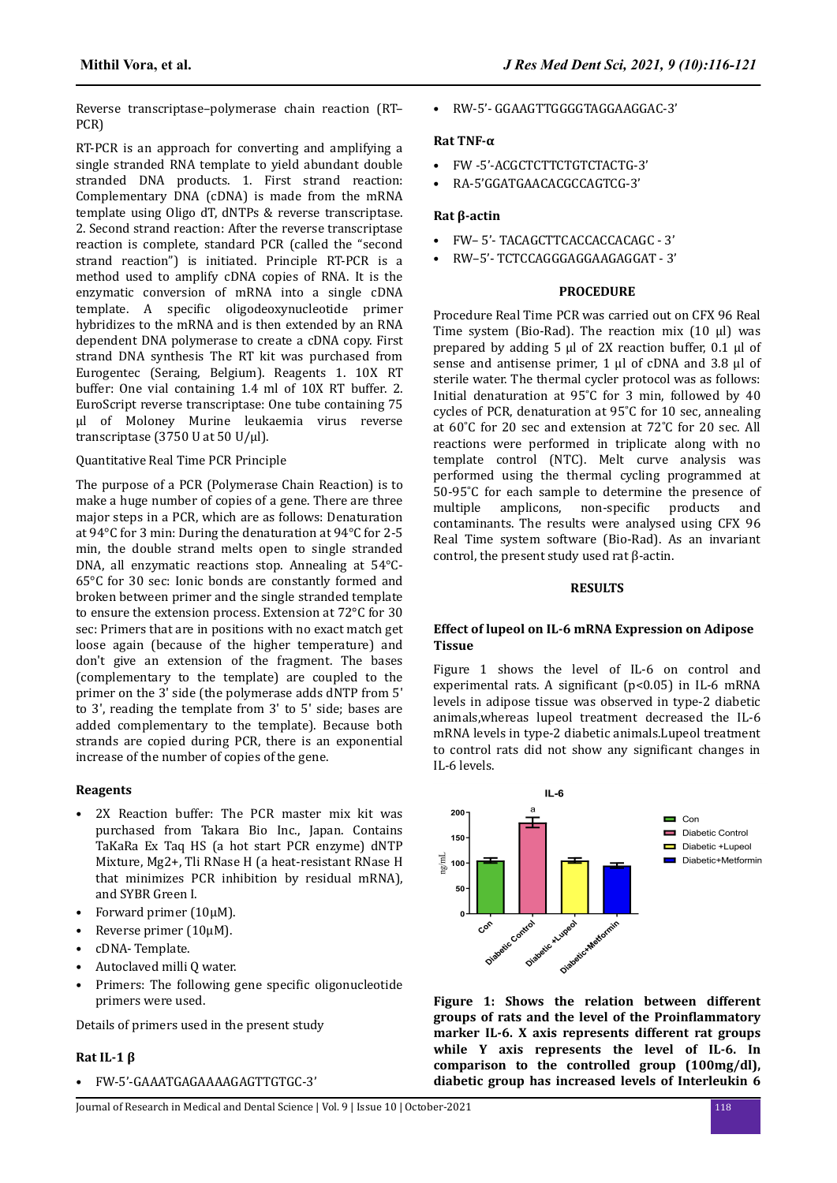Reverse transcriptase–polymerase chain reaction (RT–PCR)

RT-PCR is an approach for converting and amplifying a single stranded RNA template to yield abundant double stranded DNA products. 1. First strand reaction: Complementary DNA (cDNA) is made from the mRNA template using Oligo dT, dNTPs & reverse transcriptase. 2. Second strand reaction: After the reverse transcriptase reaction is complete, standard PCR (called the "second strand reaction") is initiated. Principle RT-PCR is a method used to amplify cDNA copies of RNA. It is the enzymatic conversion of mRNA into a single cDNA template. A specific oligodeoxynucleotide primer hybridizes to the mRNA and is then extended by an RNA dependent DNA polymerase to create a cDNA copy. First strand DNA synthesis The RT kit was purchased from Eurogentec (Seraing, Belgium). Reagents 1. 10X RT buffer: One vial containing 1.4 ml of 10X RT buffer. 2. EuroScript reverse transcriptase: One tube containing 75 µl of Moloney Murine leukaemia virus reverse transcriptase (3750 U at 50 U/µl).

Quantitative Real Time PCR Principle

The purpose of a PCR (Polymerase Chain Reaction) is to make a huge number of copies of a gene. There are three major steps in a PCR, which are as follows: Denaturation at 94°C for 3 min: During the denaturation at 94°C for 2-5 min, the double strand melts open to single stranded DNA, all enzymatic reactions stop. Annealing at 54°C-65°C for 30 sec: Ionic bonds are constantly formed and broken between primer and the single stranded template to ensure the extension process. Extension at 72°C for 30 sec: Primers that are in positions with no exact match get loose again (because of the higher temperature) and don't give an extension of the fragment. The bases (complementary to the template) are coupled to the primer on the 3' side (the polymerase adds dNTP from 5' to 3', reading the template from 3' to 5' side; bases are added complementary to the template). Because both strands are copied during PCR, there is an exponential increase of the number of copies of the gene.

#### Reagents

- 2X Reaction buffer: The PCR master mix kit was purchased from Takara Bio Inc., Japan. Contains TaKaRa Ex Taq HS (a hot start PCR enzyme) dNTP Mixture, Mg2+, Tli RNase H (a heat-resistant RNase H that minimizes PCR inhibition by residual mRNA), and SYBR Green I.
- Forward primer (10µM).
- Reverse primer (10µM).
- cDNA- Template.
- Autoclaved milli Q water.
- Primers: The following gene specific oligonucleotide primers were used.

Details of primers used in the present study

#### Rat IL-1 β

- FW-5'-GAAATGAGAAAAGAGTTGTGC-3'
- RW-5'- GGAAGTTGGGGTAGGAAGGAC-3'

#### Rat TNF-α

- FW -5'-ACGCTCTTCTGTCTACTG-3'
- RA-5'GGATGAACACGCCAGTCG-3'

#### Rat β-actin

- FW– 5'- TACAGCTTCACCACCACAGC - 3'
- RW–5'- TCTCCAGGGAGGAAGAGGAT - 3'

#### PROCEDURE

Procedure Real Time PCR was carried out on CFX 96 Real Time system (Bio-Rad). The reaction mix (10 µl) was prepared by adding 5 µl of 2X reaction buffer, 0.1 µl of sense and antisense primer, 1 µl of cDNA and 3.8 µl of sterile water. The thermal cycler protocol was as follows: Initial denaturation at 95˚C for 3 min, followed by 40 cycles of PCR, denaturation at 95˚C for 10 sec, annealing at 60˚C for 20 sec and extension at 72˚C for 20 sec. All reactions were performed in triplicate along with no template control (NTC). Melt curve analysis was performed using the thermal cycling programmed at 50-95˚C for each sample to determine the presence of multiple amplicons, non-specific products and contaminants. The results were analysed using CFX 96 Real Time system software (Bio-Rad). As an invariant control, the present study used rat β-actin.

## RESULTS

#### Effect of lupeol on IL-6 mRNA Expression on Adipose Tissue

Figure 1 shows the level of IL-6 on control and experimental rats. A significant ($p<0.05$) in IL-6 mRNA levels in adipose tissue was observed in type-2 diabetic animals,whereas lupeol treatment decreased the IL-6 mRNA levels in type-2 diabetic animals.Lupeol treatment to control rats did not show any significant changes in IL-6 levels.

**Figure 1: Shows the relation between different groups of rats and the level of the Proinflammatory marker IL-6. X axis represents different rat groups while Y axis represents the level of IL-6. In comparison to the controlled group (100mg/dl), diabetic group has increased levels of Interleukin 6**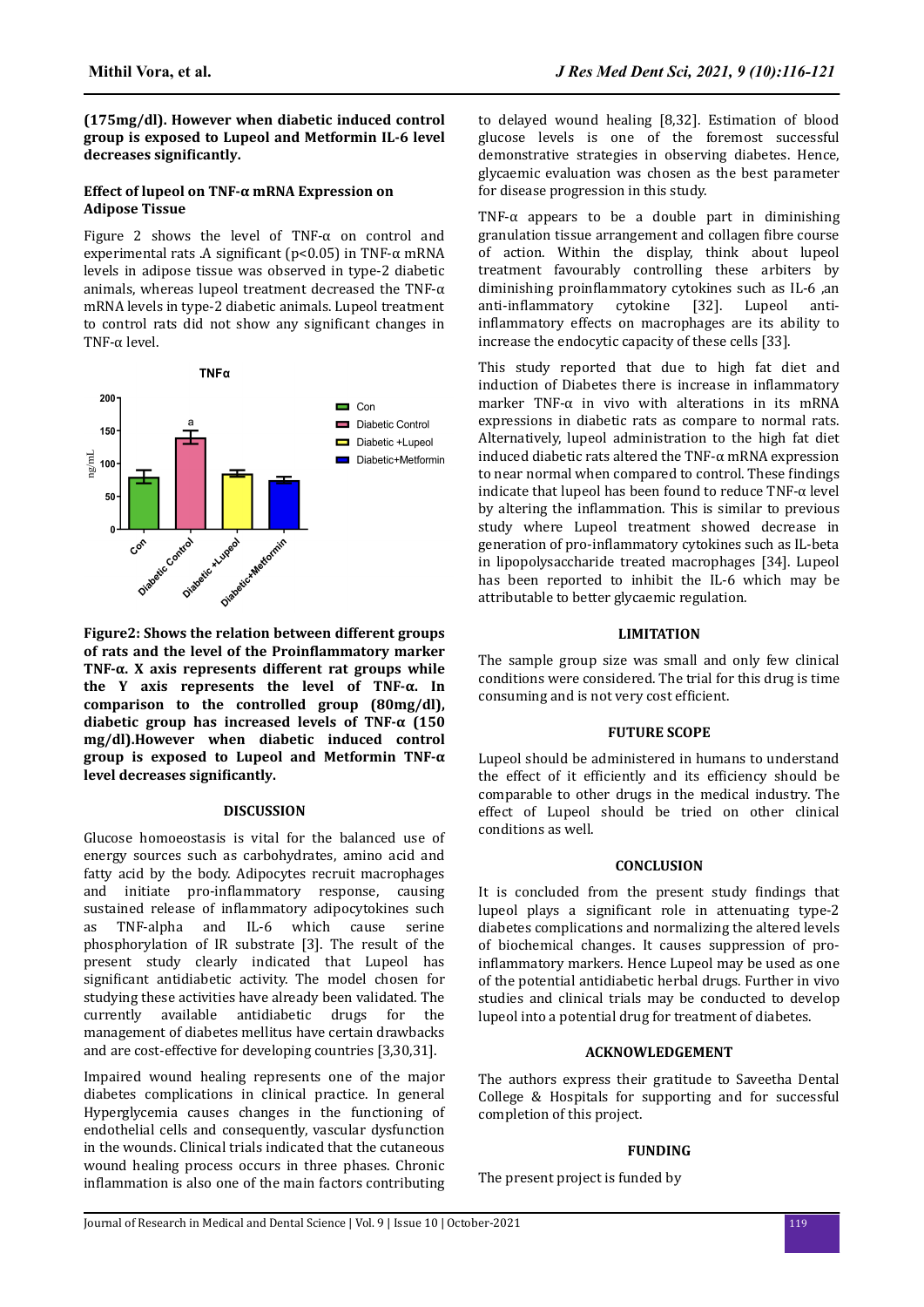**(175mg/dl). However when diabetic induced control group is exposed to Lupeol and Metformin IL-6 level decreases significantly.**

### Effect of lupeol on TNF-α mRNA Expression on Adipose Tissue

Figure 2 shows the level of TNF-α on control and experimental rats .A significant ($p<0.05$) in TNF-α mRNA levels in adipose tissue was observed in type-2 diabetic animals, whereas lupeol treatment decreased the TNF-α mRNA levels in type-2 diabetic animals. Lupeol treatment to control rats did not show any significant changes in TNF-α level.

**Figure2: Shows the relation between different groups of rats and the level of the Proinflammatory marker TNF-α. X axis represents different rat groups while the Y axis represents the level of TNF-α. In comparison to the controlled group (80mg/dl), diabetic group has increased levels of TNF-α (150 mg/dl).However when diabetic induced control group is exposed to Lupeol and Metformin TNF-α level decreases significantly.**

## DISCUSSION

Glucose homoeostasis is vital for the balanced use of energy sources such as carbohydrates, amino acid and fatty acid by the body. Adipocytes recruit macrophages and initiate pro-inflammatory response, causing sustained release of inflammatory adipocytokines such as TNF-alpha and IL-6 which cause serine phosphorylation of IR substrate [3]. The result of the present study clearly indicated that Lupeol has significant antidiabetic activity. The model chosen for studying these activities have already been validated. The currently available antidiabetic drugs for the management of diabetes mellitus have certain drawbacks and are cost-effective for developing countries [3,30,31].

Impaired wound healing represents one of the major diabetes complications in clinical practice. In general Hyperglycemia causes changes in the functioning of endothelial cells and consequently, vascular dysfunction in the wounds. Clinical trials indicated that the cutaneous wound healing process occurs in three phases. Chronic inflammation is also one of the main factors contributing to delayed wound healing [8,32]. Estimation of blood glucose levels is one of the foremost successful demonstrative strategies in observing diabetes. Hence, glycaemic evaluation was chosen as the best parameter for disease progression in this study.

TNF-α appears to be a double part in diminishing granulation tissue arrangement and collagen fibre course of action. Within the display, think about lupeol treatment favourably controlling these arbiters by diminishing proinflammatory cytokines such as IL-6 ,an anti-inflammatory cytokine [32]. Lupeol anti-inflammatory effects on macrophages are its ability to increase the endocytic capacity of these cells [33].

This study reported that due to high fat diet and induction of Diabetes there is increase in inflammatory marker TNF-α in vivo with alterations in its mRNA expressions in diabetic rats as compare to normal rats. Alternatively, lupeol administration to the high fat diet induced diabetic rats altered the TNF-α mRNA expression to near normal when compared to control. These findings indicate that lupeol has been found to reduce TNF-α level by altering the inflammation. This is similar to previous study where Lupeol treatment showed decrease in generation of pro-inflammatory cytokines such as IL-beta in lipopolysaccharide treated macrophages [34]. Lupeol has been reported to inhibit the IL-6 which may be attributable to better glycaemic regulation.

## LIMITATION

The sample group size was small and only few clinical conditions were considered. The trial for this drug is time consuming and is not very cost efficient.

## FUTURE SCOPE

Lupeol should be administered in humans to understand the effect of it efficiently and its efficiency should be comparable to other drugs in the medical industry. The effect of Lupeol should be tried on other clinical conditions as well.

## CONCLUSION

It is concluded from the present study findings that lupeol plays a significant role in attenuating type-2 diabetes complications and normalizing the altered levels of biochemical changes. It causes suppression of pro-inflammatory markers. Hence Lupeol may be used as one of the potential antidiabetic herbal drugs. Further in vivo studies and clinical trials may be conducted to develop lupeol into a potential drug for treatment of diabetes.

## ACKNOWLEDGEMENT

The authors express their gratitude to Saveetha Dental College & Hospitals for supporting and for successful completion of this project.

## FUNDING

The present project is funded by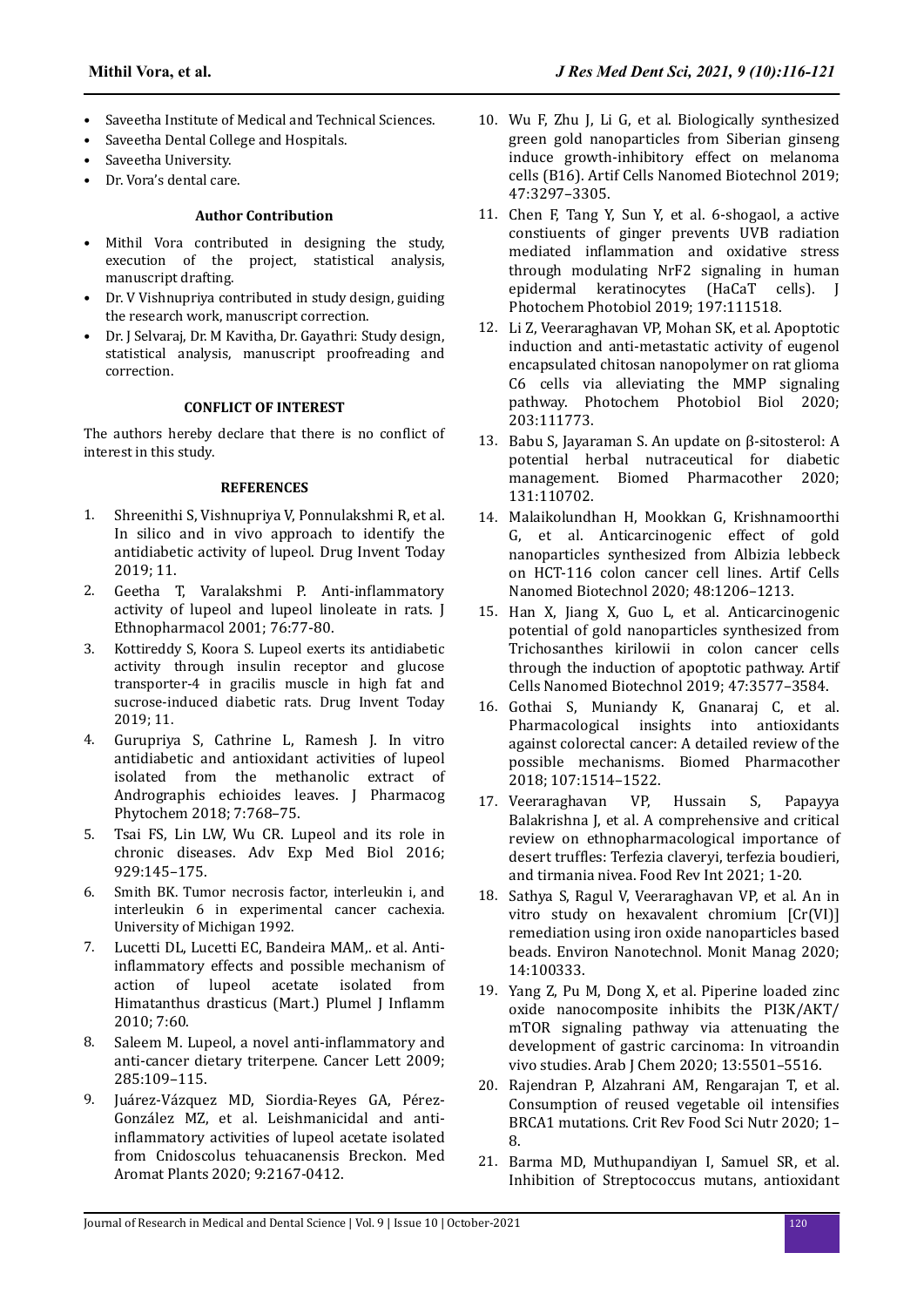- Saveetha Institute of Medical and Technical Sciences.
- Saveetha Dental College and Hospitals.
- Saveetha University.
- Dr. Vora's dental care.

#### Author Contribution

- Mithil Vora contributed in designing the study, execution of the project, statistical analysis, manuscript drafting.
- Dr. V Vishnupriya contributed in study design, guiding the research work, manuscript correction.
- Dr. J Selvaraj, Dr. M Kavitha, Dr. Gayathri: Study design, statistical analysis, manuscript proofreading and correction.

#### CONFLICT OF INTEREST

The authors hereby declare that there is no conflict of interest in this study.

#### REFERENCES

1. Shreenithi S, Vishnupriya V, Ponnulakshmi R, et al. In silico and in vivo approach to identify the antidiabetic activity of lupeol. Drug Invent Today 2019; 11.
2. Geetha T, Varalakshmi P. Anti-inflammatory activity of lupeol and lupeol linoleate in rats. J Ethnopharmacol 2001; 76:77-80.
3. Kottireddy S, Koora S. Lupeol exerts its antidiabetic activity through insulin receptor and glucose transporter-4 in gracilis muscle in high fat and sucrose-induced diabetic rats. Drug Invent Today 2019; 11.
4. Gurupriya S, Cathrine L, Ramesh J. In vitro antidiabetic and antioxidant activities of lupeol isolated from the methanolic extract of Andrographis echioides leaves. J Pharmacog Phytochem 2018; 7:768–75.
5. Tsai FS, Lin LW, Wu CR. Lupeol and its role in chronic diseases. Adv Exp Med Biol 2016; 929:145–175.
6. Smith BK. Tumor necrosis factor, interleukin i, and interleukin 6 in experimental cancer cachexia. University of Michigan 1992.
7. Lucetti DL, Lucetti EC, Bandeira MAM,. et al. Anti-inflammatory effects and possible mechanism of action of lupeol acetate isolated from Himatanthus drasticus (Mart.) Plumel J Inflamm 2010; 7:60.
8. Saleem M. Lupeol, a novel anti-inflammatory and anti-cancer dietary triterpene. Cancer Lett 2009; 285:109–115.
9. Juárez-Vázquez MD, Siordia-Reyes GA, Pérez-González MZ, et al. Leishmanicidal and anti-inflammatory activities of lupeol acetate isolated from Cnidoscolus tehuacanensis Breckon. Med Aromat Plants 2020; 9:2167-0412.
10. Wu F, Zhu J, Li G, et al. Biologically synthesized green gold nanoparticles from Siberian ginseng induce growth-inhibitory effect on melanoma cells (B16). Artif Cells Nanomed Biotechnol 2019; 47:3297–3305.
11. Chen F, Tang Y, Sun Y, et al. 6-shogaol, a active constiuents of ginger prevents UVB radiation mediated inflammation and oxidative stress through modulating NrF2 signaling in human epidermal keratinocytes (HaCaT cells). J Photochem Photobiol 2019; 197:111518.
12. Li Z, Veeraraghavan VP, Mohan SK, et al. Apoptotic induction and anti-metastatic activity of eugenol encapsulated chitosan nanopolymer on rat glioma C6 cells via alleviating the MMP signaling pathway. Photochem Photobiol Biol 2020; 203:111773.
13. Babu S, Jayaraman S. An update on β-sitosterol: A potential herbal nutraceutical for diabetic management. Biomed Pharmacother 2020; 131:110702.
14. Malaikolundhan H, Mookkan G, Krishnamoorthi G, et al. Anticarcinogenic effect of gold nanoparticles synthesized from Albizia lebbeck on HCT-116 colon cancer cell lines. Artif Cells Nanomed Biotechnol 2020; 48:1206–1213.
15. Han X, Jiang X, Guo L, et al. Anticarcinogenic potential of gold nanoparticles synthesized from Trichosanthes kirilowii in colon cancer cells through the induction of apoptotic pathway. Artif Cells Nanomed Biotechnol 2019; 47:3577–3584.
16. Gothai S, Muniandy K, Gnanaraj C, et al. Pharmacological insights into antioxidants against colorectal cancer: A detailed review of the possible mechanisms. Biomed Pharmacother 2018; 107:1514–1522.
17. Veeraraghavan VP, Hussain S, Papayya Balakrishna J, et al. A comprehensive and critical review on ethnopharmacological importance of desert truffles: Terfezia claveryi, terfezia boudieri, and tirmania nivea. Food Rev Int 2021; 1-20.
18. Sathya S, Ragul V, Veeraraghavan VP, et al. An in vitro study on hexavalent chromium [Cr(VI)] remediation using iron oxide nanoparticles based beads. Environ Nanotechnol. Monit Manag 2020; 14:100333.
19. Yang Z, Pu M, Dong X, et al. Piperine loaded zinc oxide nanocomposite inhibits the PI3K/AKT/mTOR signaling pathway via attenuating the development of gastric carcinoma: In vitroandin vivo studies. Arab J Chem 2020; 13:5501–5516.
20. Rajendran P, Alzahrani AM, Rengarajan T, et al. Consumption of reused vegetable oil intensifies BRCA1 mutations. Crit Rev Food Sci Nutr 2020; 1–8.
21. Barma MD, Muthupandiyan I, Samuel SR, et al. Inhibition of Streptococcus mutans, antioxidant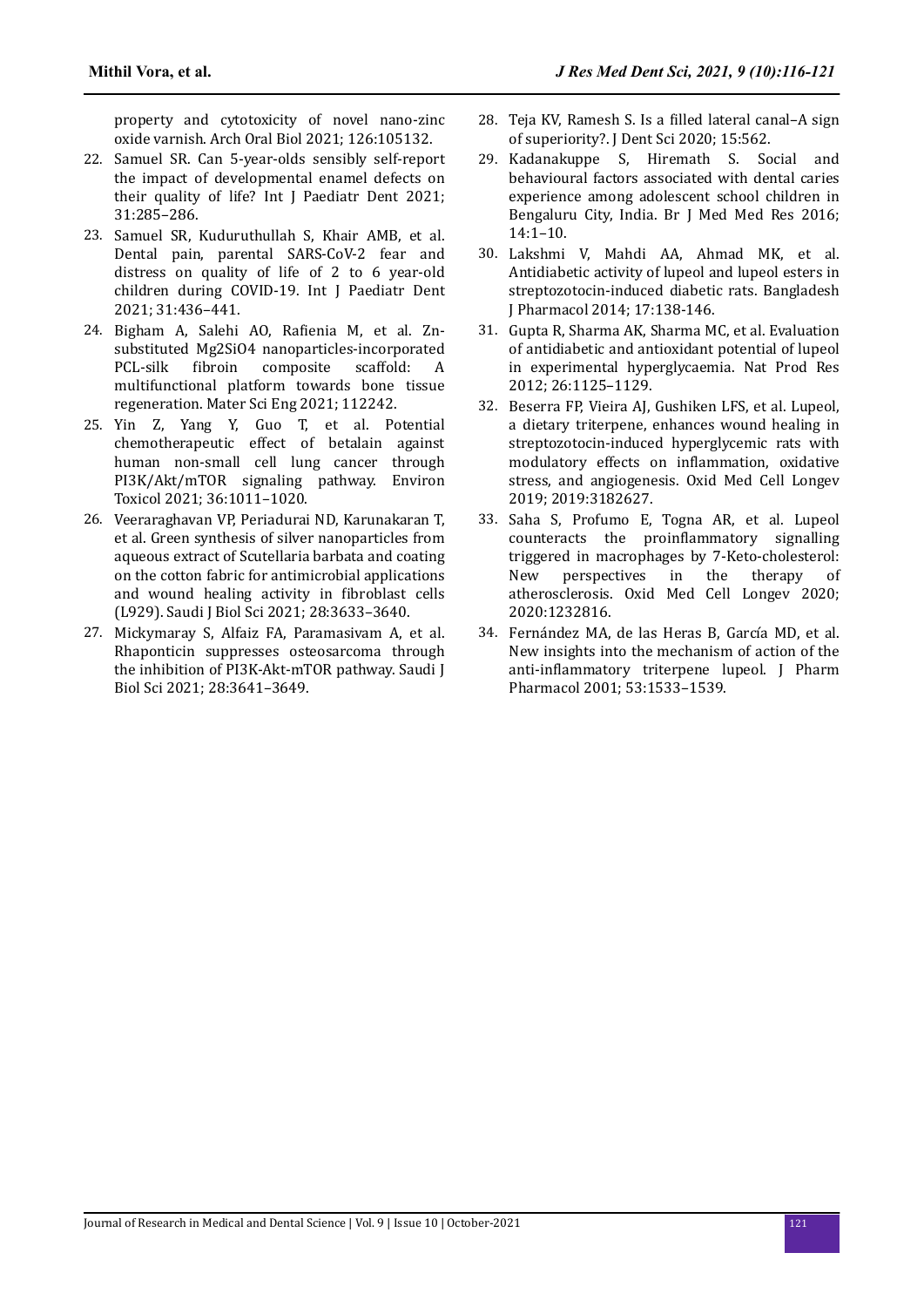property and cytotoxicity of novel nano-zinc oxide varnish. Arch Oral Biol 2021; 126:105132.

22. Samuel SR. Can 5-year-olds sensibly self-report the impact of developmental enamel defects on their quality of life? Int J Paediatr Dent 2021; 31:285–286.
23. Samuel SR, Kuduruthullah S, Khair AMB, et al. Dental pain, parental SARS-CoV-2 fear and distress on quality of life of 2 to 6 year-old children during COVID-19. Int J Paediatr Dent 2021; 31:436–441.
24. Bigham A, Salehi AO, Rafienia M, et al. Zn-substituted Mg2SiO4 nanoparticles-incorporated PCL-silk fibroin composite scaffold: A multifunctional platform towards bone tissue regeneration. Mater Sci Eng 2021; 112242.
25. Yin Z, Yang Y, Guo T, et al. Potential chemotherapeutic effect of betalain against human non-small cell lung cancer through PI3K/Akt/mTOR signaling pathway. Environ Toxicol 2021; 36:1011–1020.
26. Veeraraghavan VP, Periadurai ND, Karunakaran T, et al. Green synthesis of silver nanoparticles from aqueous extract of Scutellaria barbata and coating on the cotton fabric for antimicrobial applications and wound healing activity in fibroblast cells (L929). Saudi J Biol Sci 2021; 28:3633–3640.
27. Mickymaray S, Alfaiz FA, Paramasivam A, et al. Rhaponticin suppresses osteosarcoma through the inhibition of PI3K-Akt-mTOR pathway. Saudi J Biol Sci 2021; 28:3641–3649.
28. Teja KV, Ramesh S. Is a filled lateral canal–A sign of superiority?. J Dent Sci 2020; 15:562.
29. Kadanakuppe S, Hiremath S. Social and behavioural factors associated with dental caries experience among adolescent school children in Bengaluru City, India. Br J Med Med Res 2016; 14:1–10.
30. Lakshmi V, Mahdi AA, Ahmad MK, et al. Antidiabetic activity of lupeol and lupeol esters in streptozotocin-induced diabetic rats. Bangladesh J Pharmacol 2014; 17:138-146.
31. Gupta R, Sharma AK, Sharma MC, et al. Evaluation of antidiabetic and antioxidant potential of lupeol in experimental hyperglycaemia. Nat Prod Res 2012; 26:1125–1129.
32. Beserra FP, Vieira AJ, Gushiken LFS, et al. Lupeol, a dietary triterpene, enhances wound healing in streptozotocin-induced hyperglycemic rats with modulatory effects on inflammation, oxidative stress, and angiogenesis. Oxid Med Cell Longev 2019; 2019:3182627.
33. Saha S, Profumo E, Togna AR, et al. Lupeol counteracts the proinflammatory signalling triggered in macrophages by 7-Keto-cholesterol: New perspectives in the therapy of atherosclerosis. Oxid Med Cell Longev 2020; 2020:1232816.
34. Fernández MA, de las Heras B, García MD, et al. New insights into the mechanism of action of the anti-inflammatory triterpene lupeol. J Pharm Pharmacol 2001; 53:1533–1539.